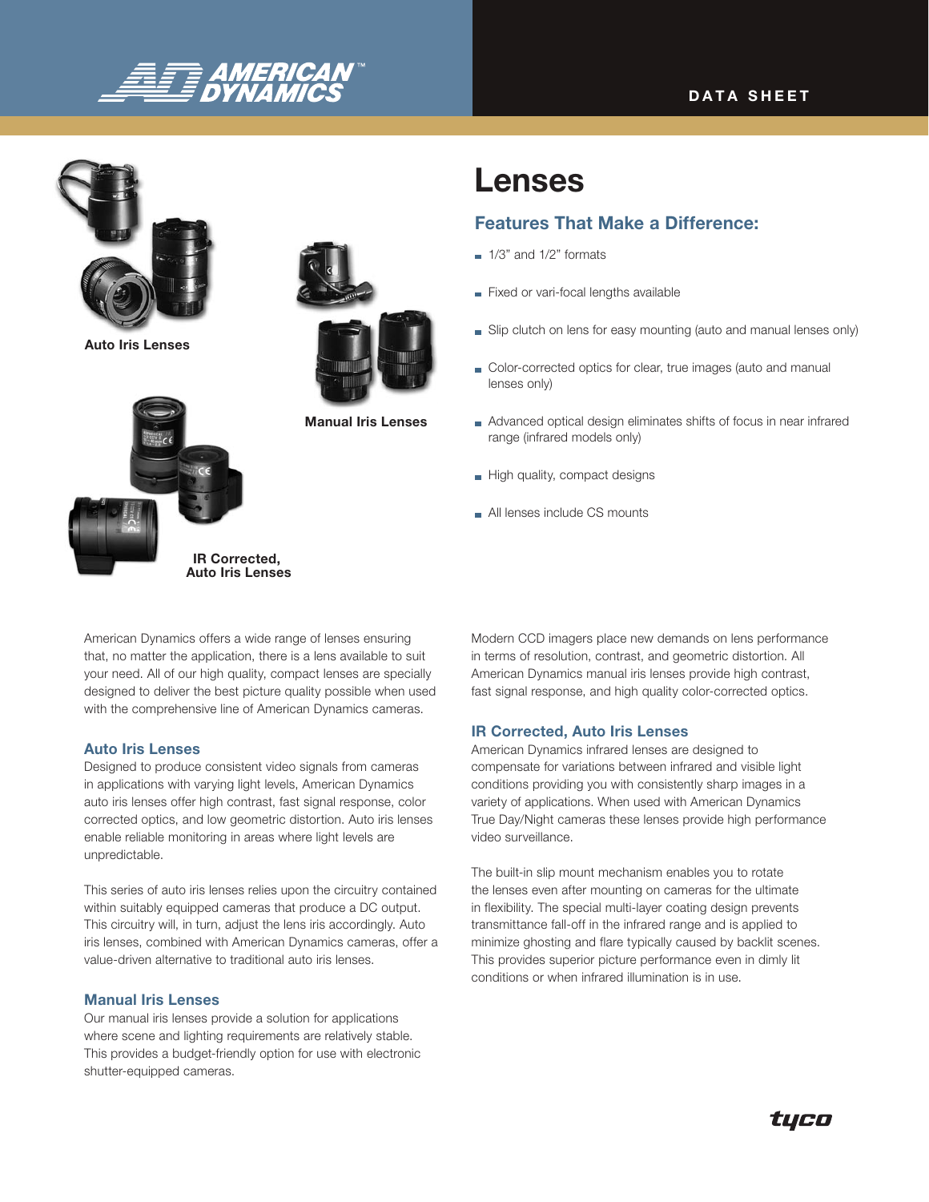# Lenses

## Features That Make a Difference:

- 1/3" and 1/2" formats
- Fixed or vari-focal lengths available
- Slip clutch on lens for easy mounting (auto and manual lenses only)
- Color-corrected optics for clear, true images (auto and manual lenses only)
- Advanced optical design eliminates shifts of focus in near infrared range (infrared models only)
- High quality, compact designs
- All lenses include CS mounts

**Auto Iris Lenses**

**Manual Iris Lenses**

**IR Corrected, Auto Iris Lenses**

American Dynamics offers a wide range of lenses ensuring that, no matter the application, there is a lens available to suit your need. All of our high quality, compact lenses are specially designed to deliver the best picture quality possible when used with the comprehensive line of American Dynamics cameras.

### Auto Iris Lenses

Designed to produce consistent video signals from cameras in applications with varying light levels, American Dynamics auto iris lenses offer high contrast, fast signal response, color corrected optics, and low geometric distortion. Auto iris lenses enable reliable monitoring in areas where light levels are unpredictable.

This series of auto iris lenses relies upon the circuitry contained within suitably equipped cameras that produce a DC output. This circuitry will, in turn, adjust the lens iris accordingly. Auto iris lenses, combined with American Dynamics cameras, offer a value-driven alternative to traditional auto iris lenses.

### Manual Iris Lenses

Our manual iris lenses provide a solution for applications where scene and lighting requirements are relatively stable. This provides a budget-friendly option for use with electronic shutter-equipped cameras.

Modern CCD imagers place new demands on lens performance in terms of resolution, contrast, and geometric distortion. All American Dynamics manual iris lenses provide high contrast, fast signal response, and high quality color-corrected optics.

### IR Corrected, Auto Iris Lenses

American Dynamics infrared lenses are designed to compensate for variations between infrared and visible light conditions providing you with consistently sharp images in a variety of applications. When used with American Dynamics True Day/Night cameras these lenses provide high performance video surveillance.

The built-in slip mount mechanism enables you to rotate the lenses even after mounting on cameras for the ultimate in flexibility. The special multi-layer coating design prevents transmittance fall-off in the infrared range and is applied to minimize ghosting and flare typically caused by backlit scenes. This provides superior picture performance even in dimly lit conditions or when infrared illumination is in use.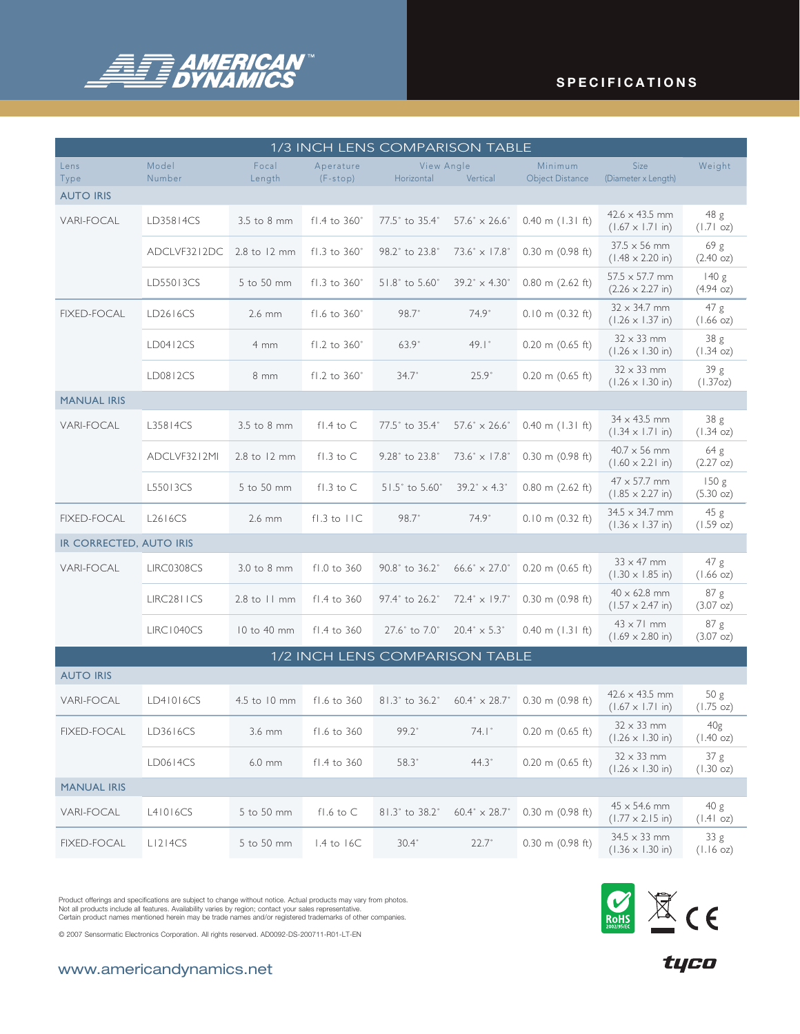# SPECIFICATIONS

## 1/3 INCH LENS COMPARISON TABLE

| Lens Type | Model Number | Focal Length | Aperature (F-stop) | View Angle Horizontal | View Angle Vertical | Minimum Object Distance | Size (Diameter x Length) | Weight |
|---|---|---|---|---|---|---|---|---|
| **AUTO IRIS** | | | | | | | | |
| VARI-FOCAL | LD35814CS | 3.5 to 8 mm | f1.4 to 360° | 77.5° to 35.4° | 57.6° x 26.6° | 0.40 m (1.31 ft) | 42.6 x 43.5 mm (1.67 x 1.71 in) | 48 g (1.71 oz) |
| | ADCLVF3212DC | 2.8 to 12 mm | f1.3 to 360° | 98.2° to 23.8° | 73.6° x 17.8° | 0.30 m (0.98 ft) | 37.5 x 56 mm (1.48 x 2.20 in) | 69 g (2.40 oz) |
| | LD55013CS | 5 to 50 mm | f1.3 to 360° | 51.8° to 5.60° | 39.2° x 4.30° | 0.80 m (2.62 ft) | 57.5 x 57.7 mm (2.26 x 2.27 in) | 140 g (4.94 oz) |
| FIXED-FOCAL | LD2616CS | 2.6 mm | f1.6 to 360° | 98.7° | 74.9° | 0.10 m (0.32 ft) | 32 x 34.7 mm (1.26 x 1.37 in) | 47 g (1.66 oz) |
| | LD0412CS | 4 mm | f1.2 to 360° | 63.9° | 49.1° | 0.20 m (0.65 ft) | 32 x 33 mm (1.26 x 1.30 in) | 38 g (1.34 oz) |
| | LD0812CS | 8 mm | f1.2 to 360° | 34.7° | 25.9° | 0.20 m (0.65 ft) | 32 x 33 mm (1.26 x 1.30 in) | 39 g (1.37oz) |
| **MANUAL IRIS** | | | | | | | | |
| VARI-FOCAL | L35814CS | 3.5 to 8 mm | f1.4 to C | 77.5° to 35.4° | 57.6° x 26.6° | 0.40 m (1.31 ft) | 34 x 43.5 mm (1.34 x 1.71 in) | 38 g (1.34 oz) |
| | ADCLVF3212MI | 2.8 to 12 mm | f1.3 to C | 9.28° to 23.8° | 73.6° x 17.8° | 0.30 m (0.98 ft) | 40.7 x 56 mm (1.60 x 2.21 in) | 64 g (2.27 oz) |
| | L55013CS | 5 to 50 mm | f1.3 to C | 51.5° to 5.60° | 39.2° x 4.3° | 0.80 m (2.62 ft) | 47 x 57.7 mm (1.85 x 2.27 in) | 150 g (5.30 oz) |
| FIXED-FOCAL | L2616CS | 2.6 mm | f1.3 to 11C | 98.7° | 74.9° | 0.10 m (0.32 ft) | 34.5 x 34.7 mm (1.36 x 1.37 in) | 45 g (1.59 oz) |
| **IR CORRECTED, AUTO IRIS** | | | | | | | | |
| VARI-FOCAL | LIRC0308CS | 3.0 to 8 mm | f1.0 to 360 | 90.8° to 36.2° | 66.6° x 27.0° | 0.20 m (0.65 ft) | 33 x 47 mm (1.30 x 1.85 in) | 47 g (1.66 oz) |
| | LIRC2811CS | 2.8 to 11 mm | f1.4 to 360 | 97.4° to 26.2° | 72.4° x 19.7° | 0.30 m (0.98 ft) | 40 x 62.8 mm (1.57 x 2.47 in) | 87 g (3.07 oz) |
| | LIRC1040CS | 10 to 40 mm | f1.4 to 360 | 27.6° to 7.0° | 20.4° x 5.3° | 0.40 m (1.31 ft) | 43 x 71 mm (1.69 x 2.80 in) | 87 g (3.07 oz) |

## 1/2 INCH LENS COMPARISON TABLE

| Lens Type | Model Number | Focal Length | Aperature (F-stop) | View Angle Horizontal | View Angle Vertical | Minimum Object Distance | Size (Diameter x Length) | Weight |
|---|---|---|---|---|---|---|---|---|
| **AUTO IRIS** | | | | | | | | |
| VARI-FOCAL | LD41016CS | 4.5 to 10 mm | f1.6 to 360 | 81.3° to 36.2° | 60.4° x 28.7° | 0.30 m (0.98 ft) | 42.6 x 43.5 mm (1.67 x 1.71 in) | 50 g (1.75 oz) |
| FIXED-FOCAL | LD3616CS | 3.6 mm | f1.6 to 360 | 99.2° | 74.1° | 0.20 m (0.65 ft) | 32 x 33 mm (1.26 x 1.30 in) | 40g (1.40 oz) |
| | LD0614CS | 6.0 mm | f1.4 to 360 | 58.3° | 44.3° | 0.20 m (0.65 ft) | 32 x 33 mm (1.26 x 1.30 in) | 37 g (1.30 oz) |
| **MANUAL IRIS** | | | | | | | | |
| VARI-FOCAL | L41016CS | 5 to 50 mm | f1.6 to C | 81.3° to 38.2° | 60.4° x 28.7° | 0.30 m (0.98 ft) | 45 x 54.6 mm (1.77 x 2.15 in) | 40 g (1.41 oz) |
| FIXED-FOCAL | L1214CS | 5 to 50 mm | 1.4 to 16C | 30.4° | 22.7° | 0.30 m (0.98 ft) | 34.5 x 33 mm (1.36 x 1.30 in) | 33 g (1.16 oz) |

Product offerings and specifications are subject to change without notice. Actual products may vary from photos.
Not all products include all features. Availability varies by region; contact your sales representative.
Certain product names mentioned herein may be trade names and/or registered trademarks of other companies.

© 2007 Sensormatic Electronics Corporation. All rights reserved. AD0092-DS-200711-R01-LT-EN

www.americandynamics.net